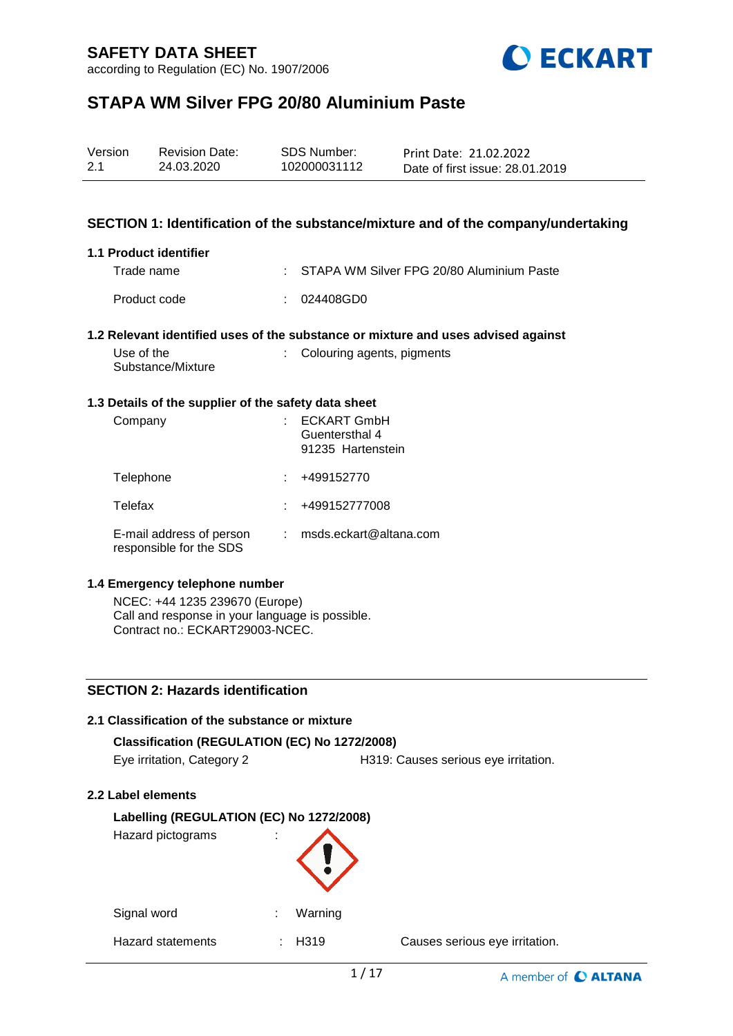# SAFETY DATA SHEET

according to Regulation (EC) No. 1907/2006

## STAPA WM Silver FPG 20/80 Aluminium Paste

| Version | Revision Date: | SDS Number: | Print Date: 21.02.2022 |
|---|---|---|---|
| 2.1 | 24.03.2020 | 102000031112 | Date of first issue: 28.01.2019 |

## SECTION 1: Identification of the substance/mixture and of the company/undertaking

### 1.1 Product identifier

Trade name : STAPA WM Silver FPG 20/80 Aluminium Paste

Product code : 024408GD0

### 1.2 Relevant identified uses of the substance or mixture and uses advised against

Use of the Substance/Mixture : Colouring agents, pigments

### 1.3 Details of the supplier of the safety data sheet

Company : ECKART GmbH
Guentersthal 4
91235 Hartenstein

Telephone : +499152770

Telefax : +499152777008

E-mail address of person responsible for the SDS : msds.eckart@altana.com

### 1.4 Emergency telephone number

NCEC: +44 1235 239670 (Europe)
Call and response in your language is possible.
Contract no.: ECKART29003-NCEC.

## SECTION 2: Hazards identification

### 2.1 Classification of the substance or mixture

**Classification (REGULATION (EC) No 1272/2008)**

Eye irritation, Category 2 — H319: Causes serious eye irritation.

### 2.2 Label elements

**Labelling (REGULATION (EC) No 1272/2008)**

Hazard pictograms :

Signal word : Warning

Hazard statements : H319 Causes serious eye irritation.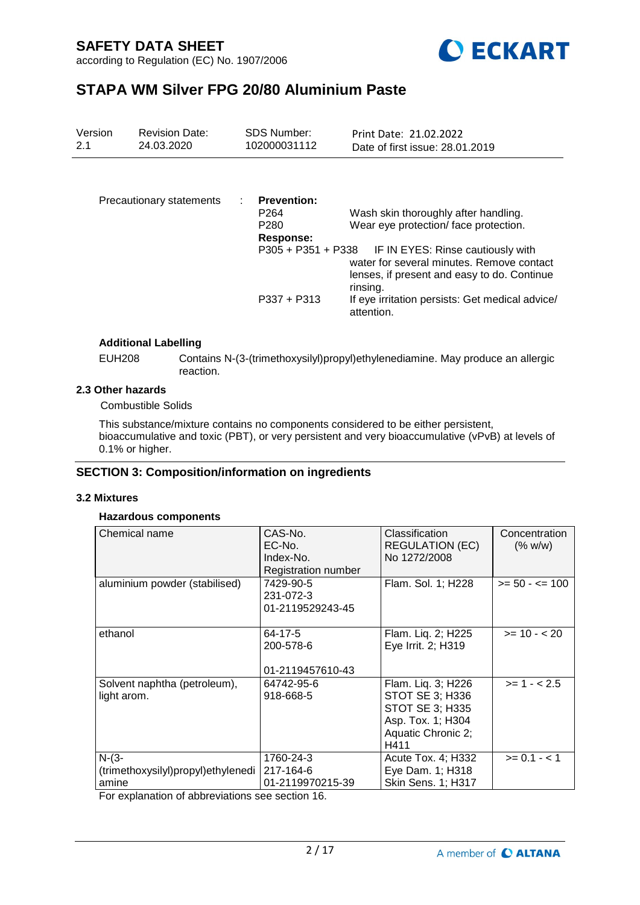Precautionary statements :

**Prevention:**

P264 Wash skin thoroughly after handling.

P280 Wear eye protection/ face protection.

**Response:**

P305 + P351 + P338 IF IN EYES: Rinse cautiously with water for several minutes. Remove contact lenses, if present and easy to do. Continue rinsing.

P337 + P313 If eye irritation persists: Get medical advice/ attention.

**Additional Labelling**

EUH208 Contains N-(3-(trimethoxysilyl)propyl)ethylenediamine. May produce an allergic reaction.

### 2.3 Other hazards

Combustible Solids

This substance/mixture contains no components considered to be either persistent, bioaccumulative and toxic (PBT), or very persistent and very bioaccumulative (vPvB) at levels of 0.1% or higher.

## SECTION 3: Composition/information on ingredients

### 3.2 Mixtures

**Hazardous components**

| Chemical name | CAS-No.<br>EC-No.<br>Index-No.<br>Registration number | Classification REGULATION (EC) No 1272/2008 | Concentration (% w/w) |
|---|---|---|---|
| aluminium powder (stabilised) | 7429-90-5<br>231-072-3<br>01-2119529243-45 | Flam. Sol. 1; H228 | >= 50 - <= 100 |
| ethanol | 64-17-5<br>200-578-6<br><br>01-2119457610-43 | Flam. Liq. 2; H225<br>Eye Irrit. 2; H319 | >= 10 - < 20 |
| Solvent naphtha (petroleum), light arom. | 64742-95-6<br>918-668-5 | Flam. Liq. 3; H226<br>STOT SE 3; H336<br>STOT SE 3; H335<br>Asp. Tox. 1; H304<br>Aquatic Chronic 2; H411 | >= 1 - < 2.5 |
| N-(3-(trimethoxysilyl)propyl)ethylenediamine | 1760-24-3<br>217-164-6<br>01-2119970215-39 | Acute Tox. 4; H332<br>Eye Dam. 1; H318<br>Skin Sens. 1; H317 | >= 0.1 - < 1 |

For explanation of abbreviations see section 16.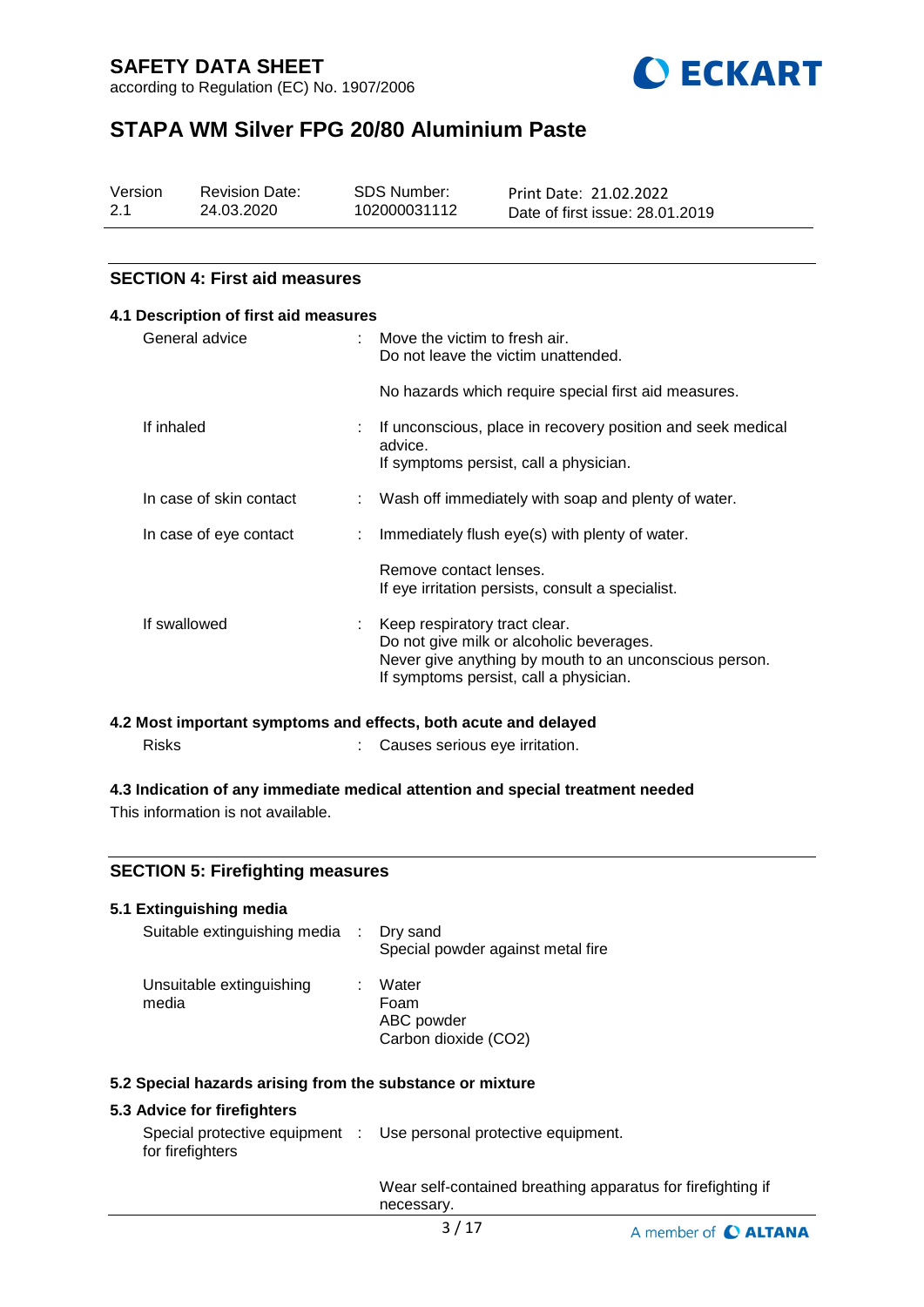## SECTION 4: First aid measures

### 4.1 Description of first aid measures

| | | |
|---|---|---|
| General advice | : | Move the victim to fresh air.<br>Do not leave the victim unattended.<br><br>No hazards which require special first aid measures. |
| If inhaled | : | If unconscious, place in recovery position and seek medical advice.<br>If symptoms persist, call a physician. |
| In case of skin contact | : | Wash off immediately with soap and plenty of water. |
| In case of eye contact | : | Immediately flush eye(s) with plenty of water.<br><br>Remove contact lenses.<br>If eye irritation persists, consult a specialist. |
| If swallowed | : | Keep respiratory tract clear.<br>Do not give milk or alcoholic beverages.<br>Never give anything by mouth to an unconscious person.<br>If symptoms persist, call a physician. |

### 4.2 Most important symptoms and effects, both acute and delayed

| | | |
|---|---|---|
| Risks | : | Causes serious eye irritation. |

### 4.3 Indication of any immediate medical attention and special treatment needed

This information is not available.

## SECTION 5: Firefighting measures

### 5.1 Extinguishing media

| | | |
|---|---|---|
| Suitable extinguishing media | : | Dry sand<br>Special powder against metal fire |
| Unsuitable extinguishing media | : | Water<br>Foam<br>ABC powder<br>Carbon dioxide ($CO_2$) |

### 5.2 Special hazards arising from the substance or mixture

### 5.3 Advice for firefighters

| | | |
|---|---|---|
| Special protective equipment for firefighters | : | Use personal protective equipment.<br><br>Wear self-contained breathing apparatus for firefighting if necessary. |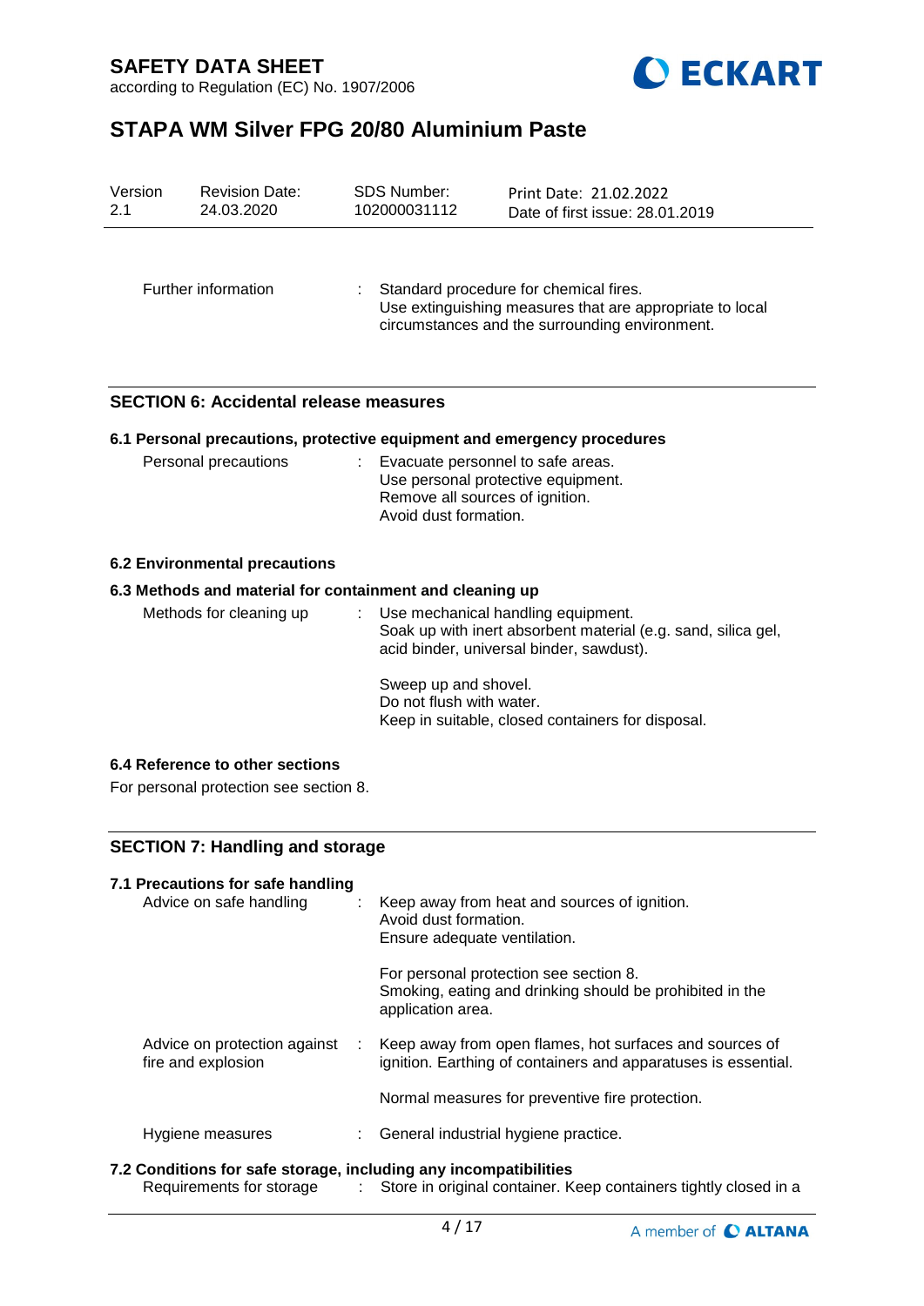| | | |
|---|---|---|
| Further information | : | Standard procedure for chemical fires.<br>Use extinguishing measures that are appropriate to local circumstances and the surrounding environment. |

## SECTION 6: Accidental release measures

### 6.1 Personal precautions, protective equipment and emergency procedures

| | | |
|---|---|---|
| Personal precautions | : | Evacuate personnel to safe areas.<br>Use personal protective equipment.<br>Remove all sources of ignition.<br>Avoid dust formation. |

### 6.2 Environmental precautions

### 6.3 Methods and material for containment and cleaning up

| | | |
|---|---|---|
| Methods for cleaning up | : | Use mechanical handling equipment.<br>Soak up with inert absorbent material (e.g. sand, silica gel, acid binder, universal binder, sawdust).<br><br>Sweep up and shovel.<br>Do not flush with water.<br>Keep in suitable, closed containers for disposal. |

### 6.4 Reference to other sections

For personal protection see section 8.

## SECTION 7: Handling and storage

### 7.1 Precautions for safe handling

| | | |
|---|---|---|
| Advice on safe handling | : | Keep away from heat and sources of ignition.<br>Avoid dust formation.<br>Ensure adequate ventilation.<br><br>For personal protection see section 8.<br>Smoking, eating and drinking should be prohibited in the application area. |
| Advice on protection against fire and explosion | : | Keep away from open flames, hot surfaces and sources of ignition. Earthing of containers and apparatuses is essential.<br><br>Normal measures for preventive fire protection. |
| Hygiene measures | : | General industrial hygiene practice. |

### 7.2 Conditions for safe storage, including any incompatibilities

| | | |
|---|---|---|
| Requirements for storage | : | Store in original container. Keep containers tightly closed in a |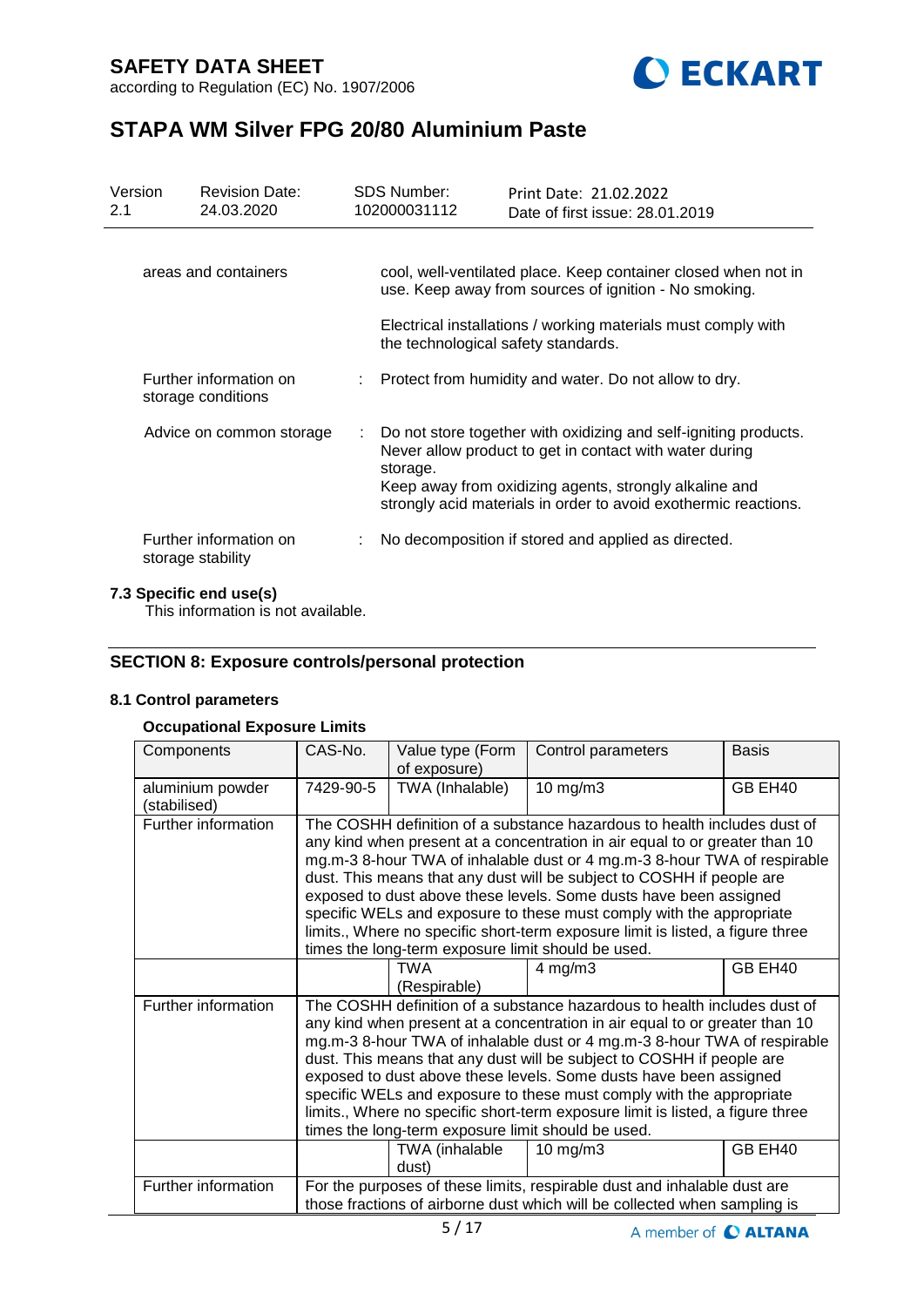| | | |
|---|---|---|
| areas and containers | | cool, well-ventilated place. Keep container closed when not in use. Keep away from sources of ignition - No smoking.<br><br>Electrical installations / working materials must comply with the technological safety standards. |
| Further information on storage conditions | : | Protect from humidity and water. Do not allow to dry. |
| Advice on common storage | : | Do not store together with oxidizing and self-igniting products. Never allow product to get in contact with water during storage.<br>Keep away from oxidizing agents, strongly alkaline and strongly acid materials in order to avoid exothermic reactions. |
| Further information on storage stability | : | No decomposition if stored and applied as directed. |

### 7.3 Specific end use(s)

This information is not available.

## SECTION 8: Exposure controls/personal protection

### 8.1 Control parameters

#### Occupational Exposure Limits

| Components | CAS-No. | Value type (Form of exposure) | Control parameters | Basis |
|---|---|---|---|---|
| aluminium powder (stabilised) | 7429-90-5 | TWA (Inhalable) | 10 mg/m3 | GB EH40 |
| Further information | The COSHH definition of a substance hazardous to health includes dust of any kind when present at a concentration in air equal to or greater than 10 mg.m-3 8-hour TWA of inhalable dust or 4 mg.m-3 8-hour TWA of respirable dust. This means that any dust will be subject to COSHH if people are exposed to dust above these levels. Some dusts have been assigned specific WELs and exposure to these must comply with the appropriate limits., Where no specific short-term exposure limit is listed, a figure three times the long-term exposure limit should be used. | | | |
| | | TWA (Respirable) | 4 mg/m3 | GB EH40 |
| Further information | The COSHH definition of a substance hazardous to health includes dust of any kind when present at a concentration in air equal to or greater than 10 mg.m-3 8-hour TWA of inhalable dust or 4 mg.m-3 8-hour TWA of respirable dust. This means that any dust will be subject to COSHH if people are exposed to dust above these levels. Some dusts have been assigned specific WELs and exposure to these must comply with the appropriate limits., Where no specific short-term exposure limit is listed, a figure three times the long-term exposure limit should be used. | | | |
| | | TWA (inhalable dust) | 10 mg/m3 | GB EH40 |
| Further information | For the purposes of these limits, respirable dust and inhalable dust are those fractions of airborne dust which will be collected when sampling is | | | |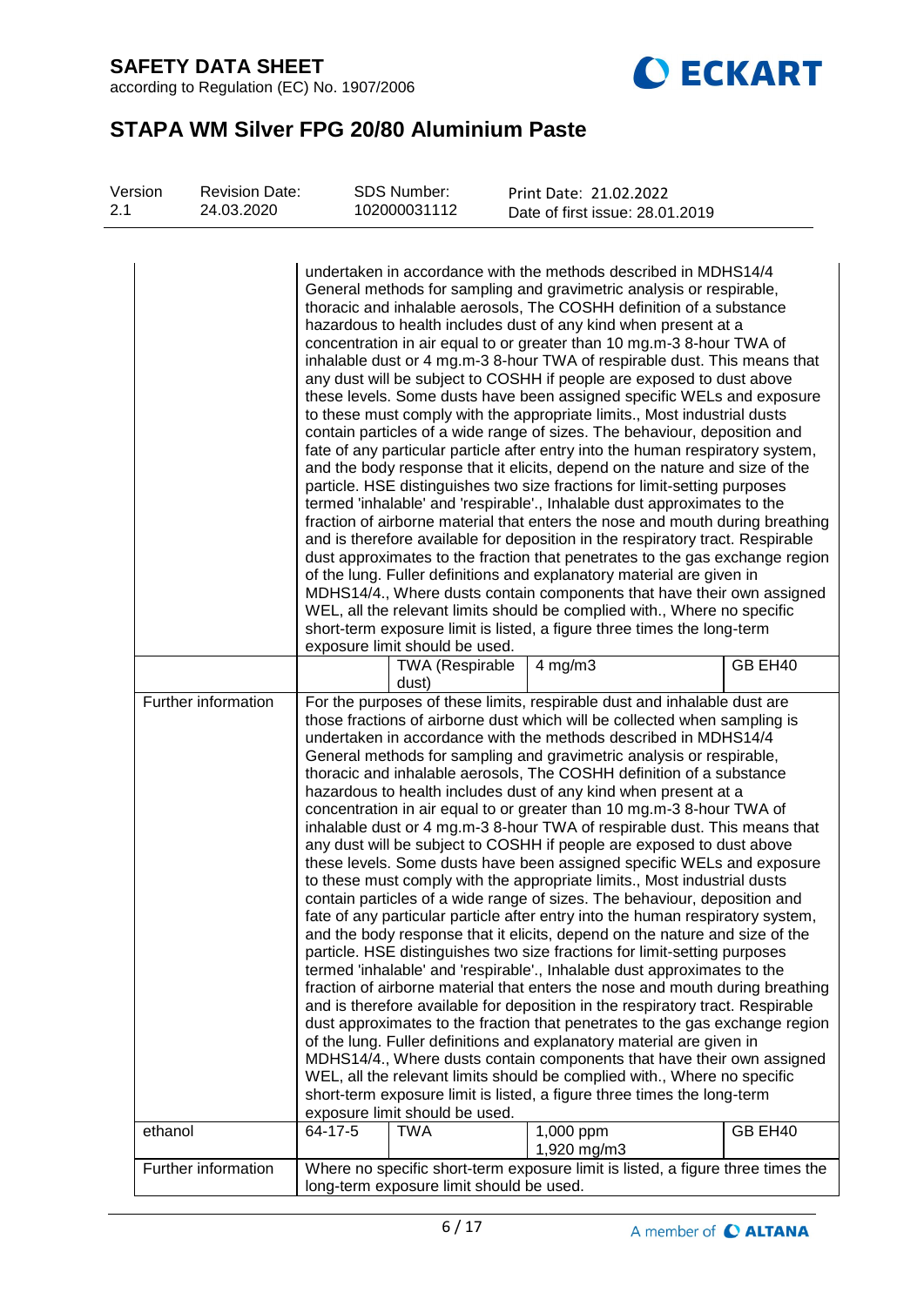| | | | | |
|---|---|---|---|---|
| | undertaken in accordance with the methods described in MDHS14/4 General methods for sampling and gravimetric analysis or respirable, thoracic and inhalable aerosols, The COSHH definition of a substance hazardous to health includes dust of any kind when present at a concentration in air equal to or greater than 10 mg.m-3 8-hour TWA of inhalable dust or 4 mg.m-3 8-hour TWA of respirable dust. This means that any dust will be subject to COSHH if people are exposed to dust above these levels. Some dusts have been assigned specific WELs and exposure to these must comply with the appropriate limits., Most industrial dusts contain particles of a wide range of sizes. The behaviour, deposition and fate of any particular particle after entry into the human respiratory system, and the body response that it elicits, depend on the nature and size of the particle. HSE distinguishes two size fractions for limit-setting purposes termed 'inhalable' and 'respirable'., Inhalable dust approximates to the fraction of airborne material that enters the nose and mouth during breathing and is therefore available for deposition in the respiratory tract. Respirable dust approximates to the fraction that penetrates to the gas exchange region of the lung. Fuller definitions and explanatory material are given in MDHS14/4., Where dusts contain components that have their own assigned WEL, all the relevant limits should be complied with., Where no specific short-term exposure limit is listed, a figure three times the long-term exposure limit should be used. | | | |
| | | TWA (Respirable dust) | 4 mg/m3 | GB EH40 |
| Further information | For the purposes of these limits, respirable dust and inhalable dust are those fractions of airborne dust which will be collected when sampling is undertaken in accordance with the methods described in MDHS14/4 General methods for sampling and gravimetric analysis or respirable, thoracic and inhalable aerosols, The COSHH definition of a substance hazardous to health includes dust of any kind when present at a concentration in air equal to or greater than 10 mg.m-3 8-hour TWA of inhalable dust or 4 mg.m-3 8-hour TWA of respirable dust. This means that any dust will be subject to COSHH if people are exposed to dust above these levels. Some dusts have been assigned specific WELs and exposure to these must comply with the appropriate limits., Most industrial dusts contain particles of a wide range of sizes. The behaviour, deposition and fate of any particular particle after entry into the human respiratory system, and the body response that it elicits, depend on the nature and size of the particle. HSE distinguishes two size fractions for limit-setting purposes termed 'inhalable' and 'respirable'., Inhalable dust approximates to the fraction of airborne material that enters the nose and mouth during breathing and is therefore available for deposition in the respiratory tract. Respirable dust approximates to the fraction that penetrates to the gas exchange region of the lung. Fuller definitions and explanatory material are given in MDHS14/4., Where dusts contain components that have their own assigned WEL, all the relevant limits should be complied with., Where no specific short-term exposure limit is listed, a figure three times the long-term exposure limit should be used. | | | |
| ethanol | 64-17-5 | TWA | 1,000 ppm<br>1,920 mg/m3 | GB EH40 |
| Further information | Where no specific short-term exposure limit is listed, a figure three times the long-term exposure limit should be used. | | | |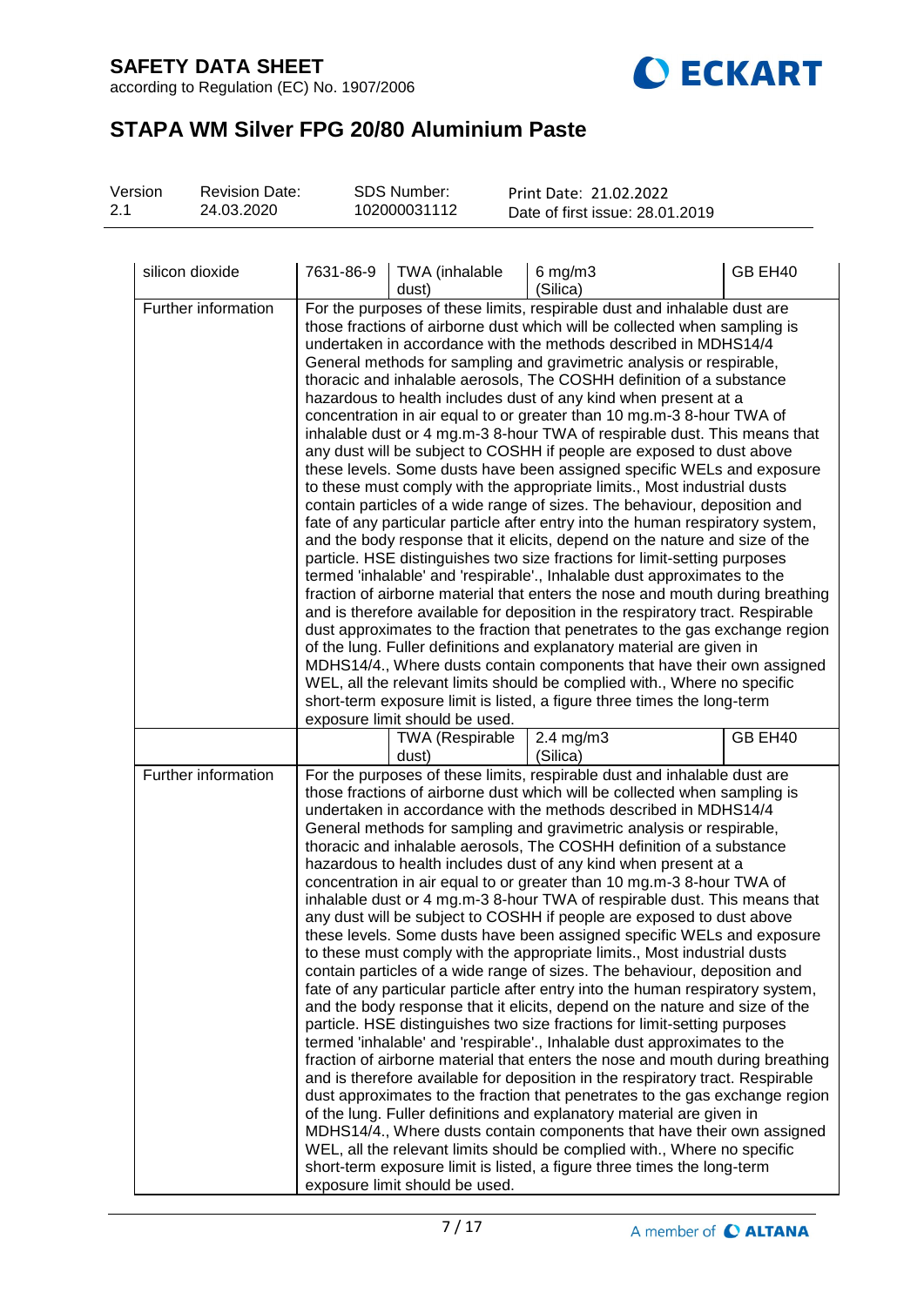| silicon dioxide | 7631-86-9 | TWA (inhalable dust) | 6 mg/m3 (Silica) | GB EH40 |
|---|---|---|---|---|
| Further information | For the purposes of these limits, respirable dust and inhalable dust are those fractions of airborne dust which will be collected when sampling is undertaken in accordance with the methods described in MDHS14/4 General methods for sampling and gravimetric analysis or respirable, thoracic and inhalable aerosols, The COSHH definition of a substance hazardous to health includes dust of any kind when present at a concentration in air equal to or greater than 10 mg.m-3 8-hour TWA of inhalable dust or 4 mg.m-3 8-hour TWA of respirable dust. This means that any dust will be subject to COSHH if people are exposed to dust above these levels. Some dusts have been assigned specific WELs and exposure to these must comply with the appropriate limits., Most industrial dusts contain particles of a wide range of sizes. The behaviour, deposition and fate of any particular particle after entry into the human respiratory system, and the body response that it elicits, depend on the nature and size of the particle. HSE distinguishes two size fractions for limit-setting purposes termed 'inhalable' and 'respirable'., Inhalable dust approximates to the fraction of airborne material that enters the nose and mouth during breathing and is therefore available for deposition in the respiratory tract. Respirable dust approximates to the fraction that penetrates to the gas exchange region of the lung. Fuller definitions and explanatory material are given in MDHS14/4., Where dusts contain components that have their own assigned WEL, all the relevant limits should be complied with., Where no specific short-term exposure limit is listed, a figure three times the long-term exposure limit should be used. | | | |
| | | TWA (Respirable dust) | 2.4 mg/m3 (Silica) | GB EH40 |
| Further information | For the purposes of these limits, respirable dust and inhalable dust are those fractions of airborne dust which will be collected when sampling is undertaken in accordance with the methods described in MDHS14/4 General methods for sampling and gravimetric analysis or respirable, thoracic and inhalable aerosols, The COSHH definition of a substance hazardous to health includes dust of any kind when present at a concentration in air equal to or greater than 10 mg.m-3 8-hour TWA of inhalable dust or 4 mg.m-3 8-hour TWA of respirable dust. This means that any dust will be subject to COSHH if people are exposed to dust above these levels. Some dusts have been assigned specific WELs and exposure to these must comply with the appropriate limits., Most industrial dusts contain particles of a wide range of sizes. The behaviour, deposition and fate of any particular particle after entry into the human respiratory system, and the body response that it elicits, depend on the nature and size of the particle. HSE distinguishes two size fractions for limit-setting purposes termed 'inhalable' and 'respirable'., Inhalable dust approximates to the fraction of airborne material that enters the nose and mouth during breathing and is therefore available for deposition in the respiratory tract. Respirable dust approximates to the fraction that penetrates to the gas exchange region of the lung. Fuller definitions and explanatory material are given in MDHS14/4., Where dusts contain components that have their own assigned WEL, all the relevant limits should be complied with., Where no specific short-term exposure limit is listed, a figure three times the long-term exposure limit should be used. | | | |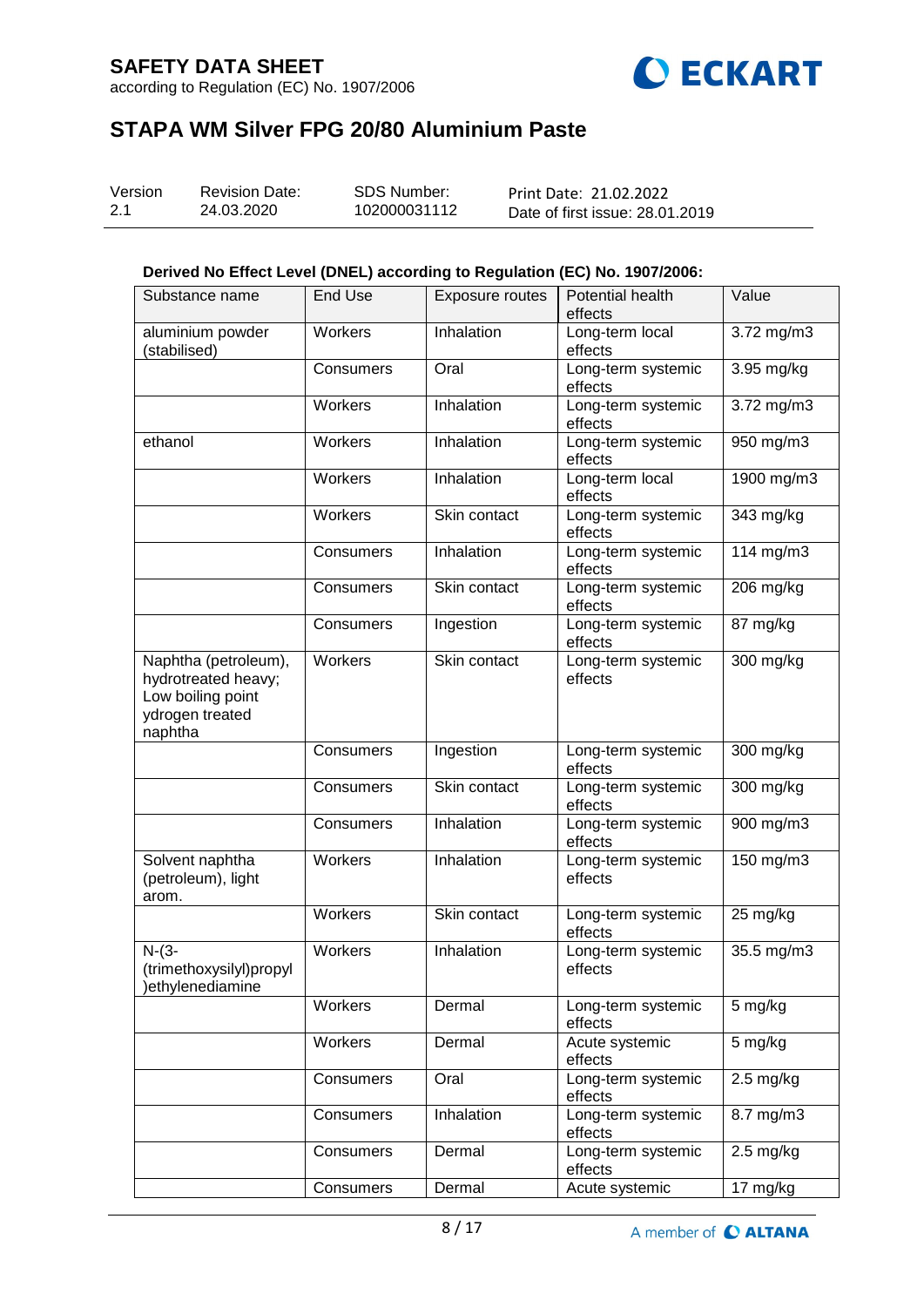**Derived No Effect Level (DNEL) according to Regulation (EC) No. 1907/2006:**

| Substance name | End Use | Exposure routes | Potential health effects | Value |
|---|---|---|---|---|
| aluminium powder (stabilised) | Workers | Inhalation | Long-term local effects | 3.72 mg/m3 |
| | Consumers | Oral | Long-term systemic effects | 3.95 mg/kg |
| | Workers | Inhalation | Long-term systemic effects | 3.72 mg/m3 |
| ethanol | Workers | Inhalation | Long-term systemic effects | 950 mg/m3 |
| | Workers | Inhalation | Long-term local effects | 1900 mg/m3 |
| | Workers | Skin contact | Long-term systemic effects | 343 mg/kg |
| | Consumers | Inhalation | Long-term systemic effects | 114 mg/m3 |
| | Consumers | Skin contact | Long-term systemic effects | 206 mg/kg |
| | Consumers | Ingestion | Long-term systemic effects | 87 mg/kg |
| Naphtha (petroleum), hydrotreated heavy; Low boiling point ydrogen treated naphtha | Workers | Skin contact | Long-term systemic effects | 300 mg/kg |
| | Consumers | Ingestion | Long-term systemic effects | 300 mg/kg |
| | Consumers | Skin contact | Long-term systemic effects | 300 mg/kg |
| | Consumers | Inhalation | Long-term systemic effects | 900 mg/m3 |
| Solvent naphtha (petroleum), light arom. | Workers | Inhalation | Long-term systemic effects | 150 mg/m3 |
| | Workers | Skin contact | Long-term systemic effects | 25 mg/kg |
| N-(3-(trimethoxysilyl)propyl)ethylenediamine | Workers | Inhalation | Long-term systemic effects | 35.5 mg/m3 |
| | Workers | Dermal | Long-term systemic effects | 5 mg/kg |
| | Workers | Dermal | Acute systemic effects | 5 mg/kg |
| | Consumers | Oral | Long-term systemic effects | 2.5 mg/kg |
| | Consumers | Inhalation | Long-term systemic effects | 8.7 mg/m3 |
| | Consumers | Dermal | Long-term systemic effects | 2.5 mg/kg |
| | Consumers | Dermal | Acute systemic | 17 mg/kg |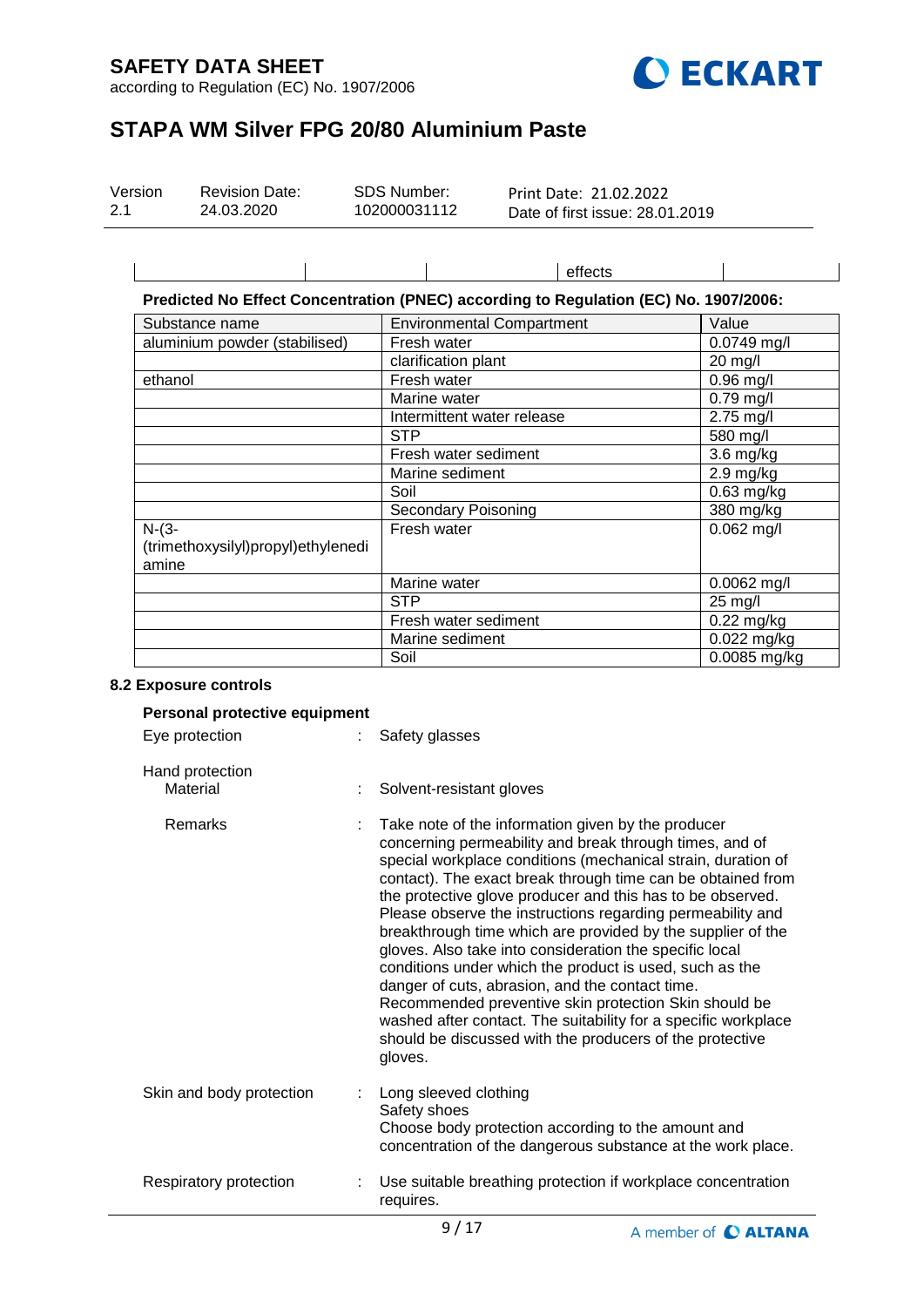| | | | effects | |
|---|---|---|---|---|

**Predicted No Effect Concentration (PNEC) according to Regulation (EC) No. 1907/2006:**

| Substance name | Environmental Compartment | Value |
|---|---|---|
| aluminium powder (stabilised) | Fresh water | 0.0749 mg/l |
| | clarification plant | 20 mg/l |
| ethanol | Fresh water | 0.96 mg/l |
| | Marine water | 0.79 mg/l |
| | Intermittent water release | 2.75 mg/l |
| | STP | 580 mg/l |
| | Fresh water sediment | 3.6 mg/kg |
| | Marine sediment | 2.9 mg/kg |
| | Soil | 0.63 mg/kg |
| | Secondary Poisoning | 380 mg/kg |
| N-(3-(trimethoxysilyl)propyl)ethylenediamine | Fresh water | 0.062 mg/l |
| | Marine water | 0.0062 mg/l |
| | STP | 25 mg/l |
| | Fresh water sediment | 0.22 mg/kg |
| | Marine sediment | 0.022 mg/kg |
| | Soil | 0.0085 mg/kg |

### 8.2 Exposure controls

**Personal protective equipment**

Eye protection : Safety glasses

Hand protection
  Material : Solvent-resistant gloves

  Remarks : Take note of the information given by the producer concerning permeability and break through times, and of special workplace conditions (mechanical strain, duration of contact). The exact break through time can be obtained from the protective glove producer and this has to be observed. Please observe the instructions regarding permeability and breakthrough time which are provided by the supplier of the gloves. Also take into consideration the specific local conditions under which the product is used, such as the danger of cuts, abrasion, and the contact time. Recommended preventive skin protection Skin should be washed after contact. The suitability for a specific workplace should be discussed with the producers of the protective gloves.

Skin and body protection : Long sleeved clothing
Safety shoes
Choose body protection according to the amount and concentration of the dangerous substance at the work place.

Respiratory protection : Use suitable breathing protection if workplace concentration requires.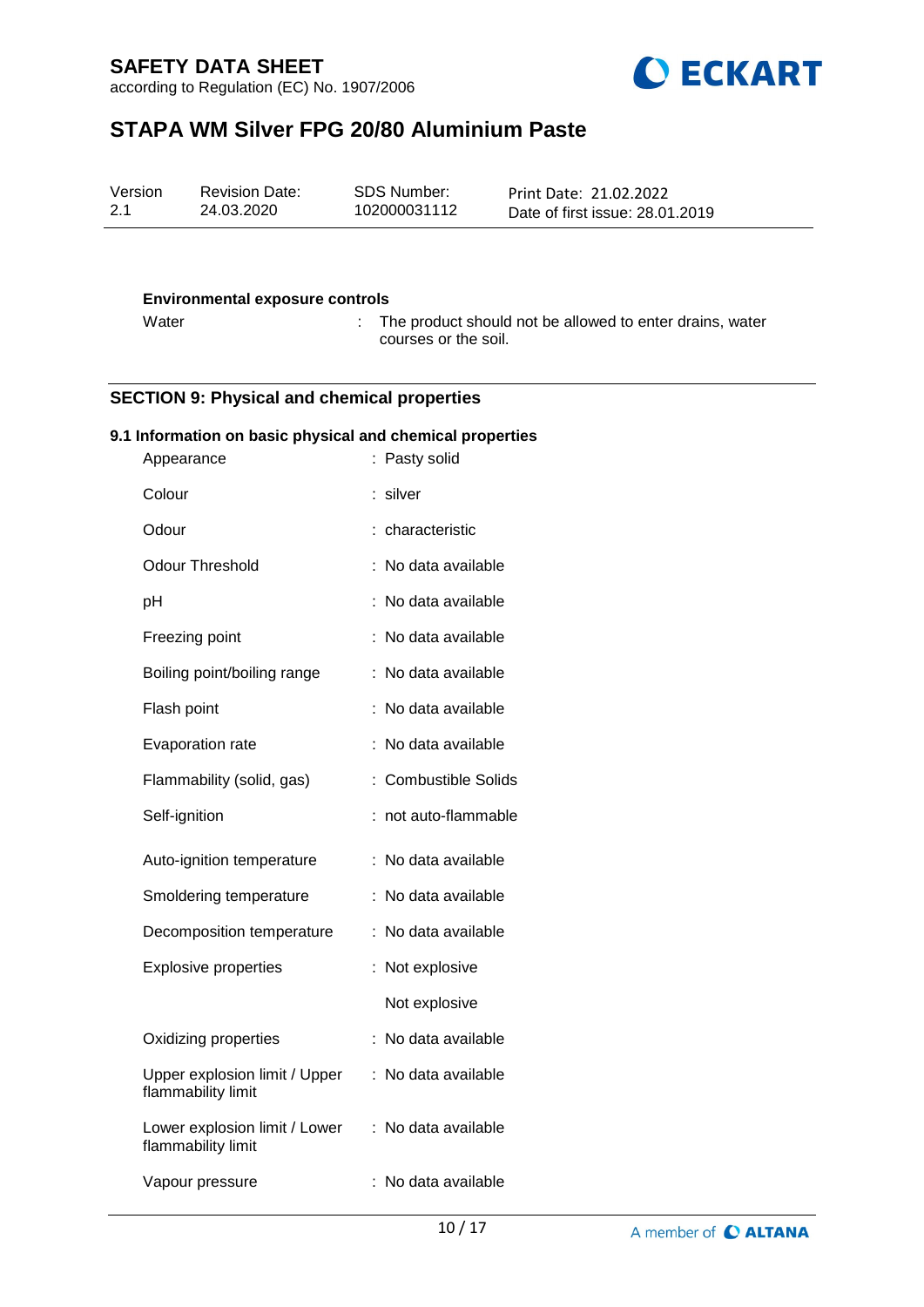**Environmental exposure controls**

| | |
|---|---|
| Water | : The product should not be allowed to enter drains, water courses or the soil. |

## SECTION 9: Physical and chemical properties

### 9.1 Information on basic physical and chemical properties

| | |
|---|---|
| Appearance | : Pasty solid |
| Colour | : silver |
| Odour | : characteristic |
| Odour Threshold | : No data available |
| pH | : No data available |
| Freezing point | : No data available |
| Boiling point/boiling range | : No data available |
| Flash point | : No data available |
| Evaporation rate | : No data available |
| Flammability (solid, gas) | : Combustible Solids |
| Self-ignition | : not auto-flammable |
| Auto-ignition temperature | : No data available |
| Smoldering temperature | : No data available |
| Decomposition temperature | : No data available |
| Explosive properties | : Not explosive |
| | Not explosive |
| Oxidizing properties | : No data available |
| Upper explosion limit / Upper flammability limit | : No data available |
| Lower explosion limit / Lower flammability limit | : No data available |
| Vapour pressure | : No data available |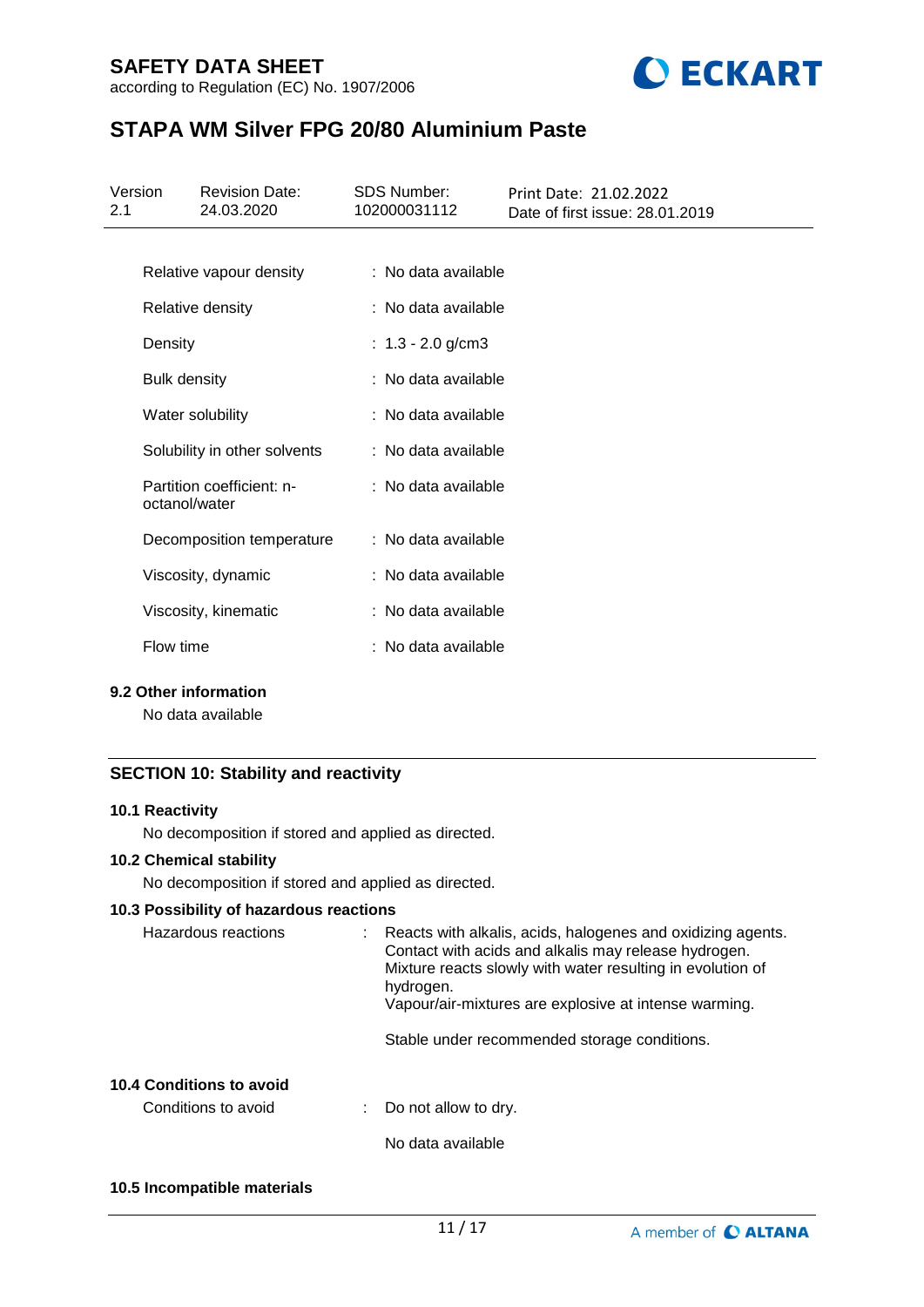| | |
|---|---|
| Relative vapour density | : No data available |
| Relative density | : No data available |
| Density | : 1.3 - 2.0 g/cm3 |
| Bulk density | : No data available |
| Water solubility | : No data available |
| Solubility in other solvents | : No data available |
| Partition coefficient: n-octanol/water | : No data available |
| Decomposition temperature | : No data available |
| Viscosity, dynamic | : No data available |
| Viscosity, kinematic | : No data available |
| Flow time | : No data available |

**9.2 Other information**

No data available

## SECTION 10: Stability and reactivity

**10.1 Reactivity**

No decomposition if stored and applied as directed.

**10.2 Chemical stability**

No decomposition if stored and applied as directed.

**10.3 Possibility of hazardous reactions**

Hazardous reactions : Reacts with alkalis, acids, halogenes and oxidizing agents. Contact with acids and alkalis may release hydrogen. Mixture reacts slowly with water resulting in evolution of hydrogen. Vapour/air-mixtures are explosive at intense warming.

Stable under recommended storage conditions.

**10.4 Conditions to avoid**

Conditions to avoid : Do not allow to dry.

No data available

**10.5 Incompatible materials**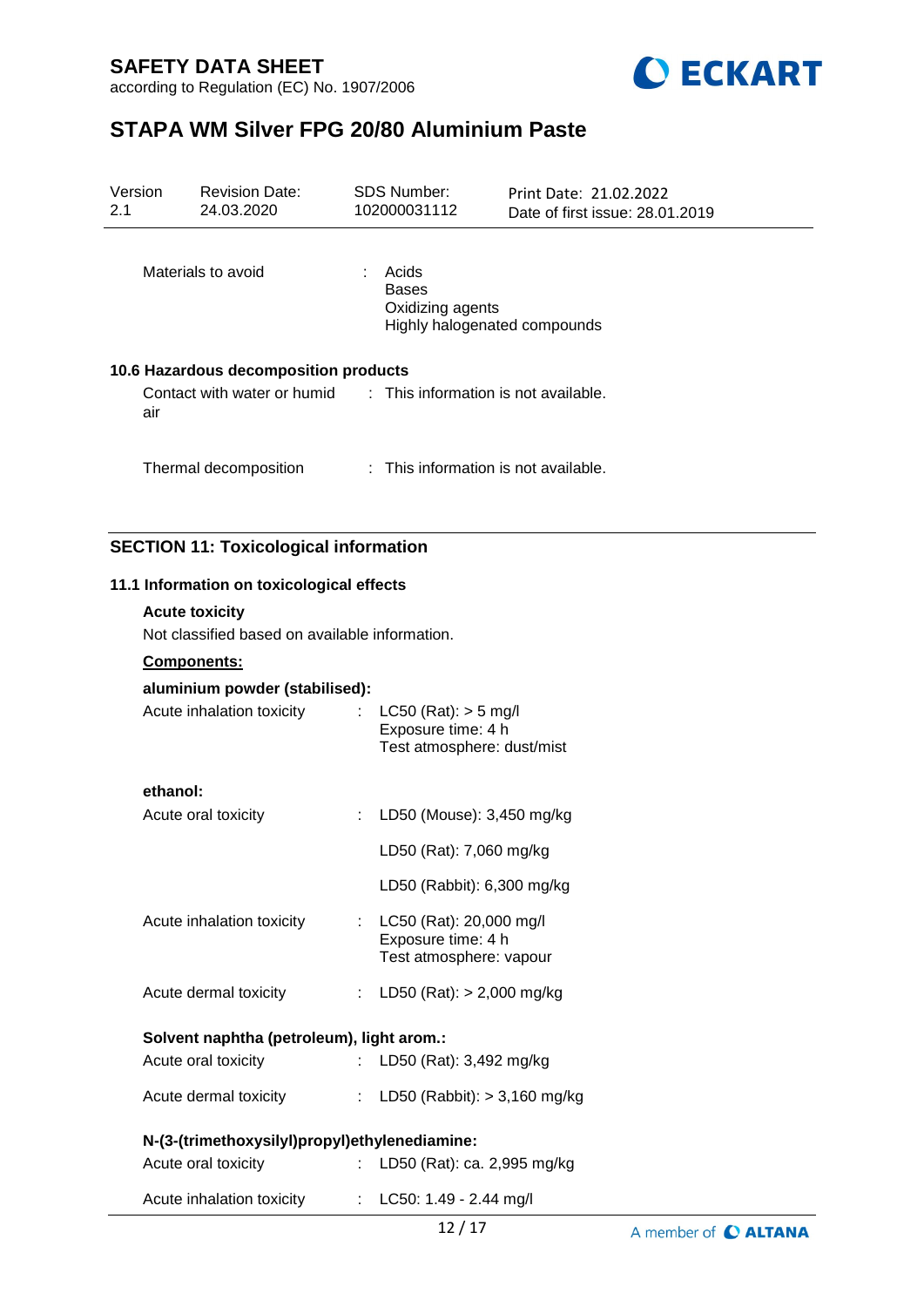Materials to avoid : Acids
Bases
Oxidizing agents
Highly halogenated compounds

### 10.6 Hazardous decomposition products

Contact with water or humid air : This information is not available.

Thermal decomposition : This information is not available.

## SECTION 11: Toxicological information

### 11.1 Information on toxicological effects

**Acute toxicity**

Not classified based on available information.

**Components:**

**aluminium powder (stabilised):**

Acute inhalation toxicity : LC50 (Rat): > 5 mg/l
Exposure time: 4 h
Test atmosphere: dust/mist

**ethanol:**

Acute oral toxicity : LD50 (Mouse): 3,450 mg/kg

LD50 (Rat): 7,060 mg/kg

LD50 (Rabbit): 6,300 mg/kg

Acute inhalation toxicity : LC50 (Rat): 20,000 mg/l
Exposure time: 4 h
Test atmosphere: vapour

Acute dermal toxicity : LD50 (Rat): > 2,000 mg/kg

**Solvent naphtha (petroleum), light arom.:**

Acute oral toxicity : LD50 (Rat): 3,492 mg/kg

Acute dermal toxicity : LD50 (Rabbit): > 3,160 mg/kg

**N-(3-(trimethoxysilyl)propyl)ethylenediamine:**

Acute oral toxicity : LD50 (Rat): ca. 2,995 mg/kg

Acute inhalation toxicity : LC50: 1.49 - 2.44 mg/l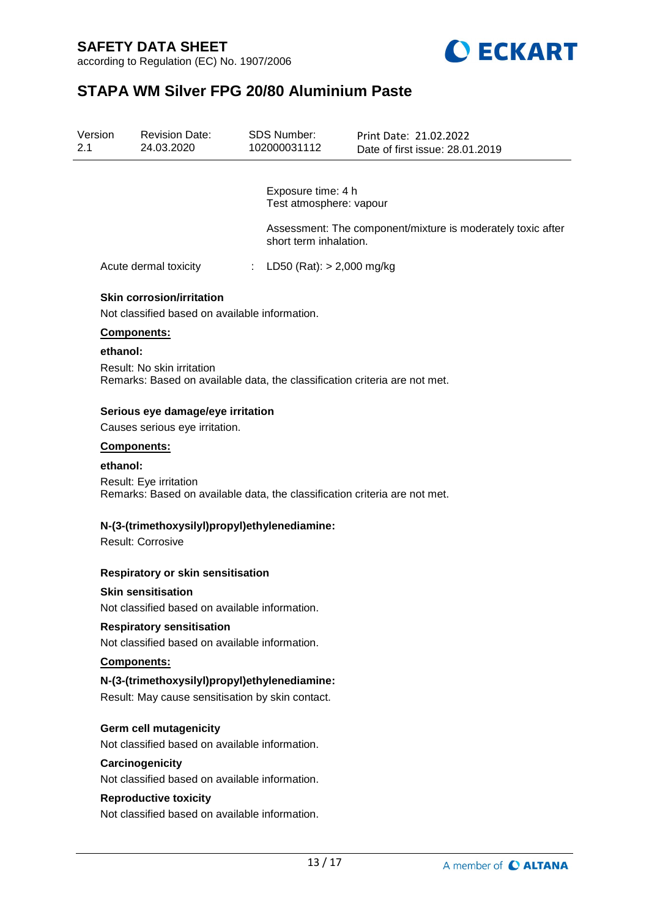Exposure time: 4 h
Test atmosphere: vapour

Assessment: The component/mixture is moderately toxic after short term inhalation.

Acute dermal toxicity : LD50 (Rat): > 2,000 mg/kg

**Skin corrosion/irritation**

Not classified based on available information.

**Components:**

**ethanol:**

Result: No skin irritation
Remarks: Based on available data, the classification criteria are not met.

**Serious eye damage/eye irritation**

Causes serious eye irritation.

**Components:**

**ethanol:**

Result: Eye irritation
Remarks: Based on available data, the classification criteria are not met.

**N-(3-(trimethoxysilyl)propyl)ethylenediamine:**

Result: Corrosive

**Respiratory or skin sensitisation**

**Skin sensitisation**

Not classified based on available information.

**Respiratory sensitisation**

Not classified based on available information.

**Components:**

**N-(3-(trimethoxysilyl)propyl)ethylenediamine:**

Result: May cause sensitisation by skin contact.

**Germ cell mutagenicity**

Not classified based on available information.

**Carcinogenicity**

Not classified based on available information.

**Reproductive toxicity**

Not classified based on available information.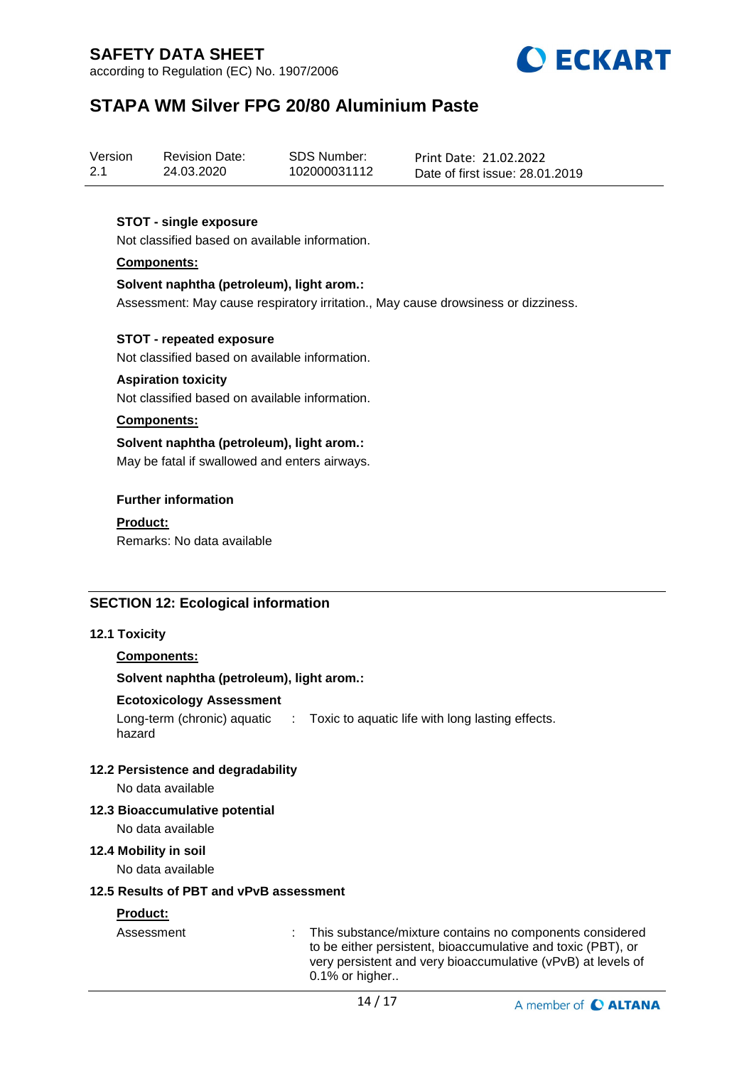**STOT - single exposure**

Not classified based on available information.

**Components:**

**Solvent naphtha (petroleum), light arom.:**

Assessment: May cause respiratory irritation., May cause drowsiness or dizziness.

**STOT - repeated exposure**

Not classified based on available information.

**Aspiration toxicity**

Not classified based on available information.

**Components:**

**Solvent naphtha (petroleum), light arom.:**

May be fatal if swallowed and enters airways.

**Further information**

**Product:**

Remarks: No data available

## SECTION 12: Ecological information

### 12.1 Toxicity

**Components:**

**Solvent naphtha (petroleum), light arom.:**

**Ecotoxicology Assessment**

Long-term (chronic) aquatic hazard : Toxic to aquatic life with long lasting effects.

### 12.2 Persistence and degradability

No data available

### 12.3 Bioaccumulative potential

No data available

### 12.4 Mobility in soil

No data available

### 12.5 Results of PBT and vPvB assessment

**Product:**

Assessment : This substance/mixture contains no components considered to be either persistent, bioaccumulative and toxic (PBT), or very persistent and very bioaccumulative (vPvB) at levels of 0.1% or higher..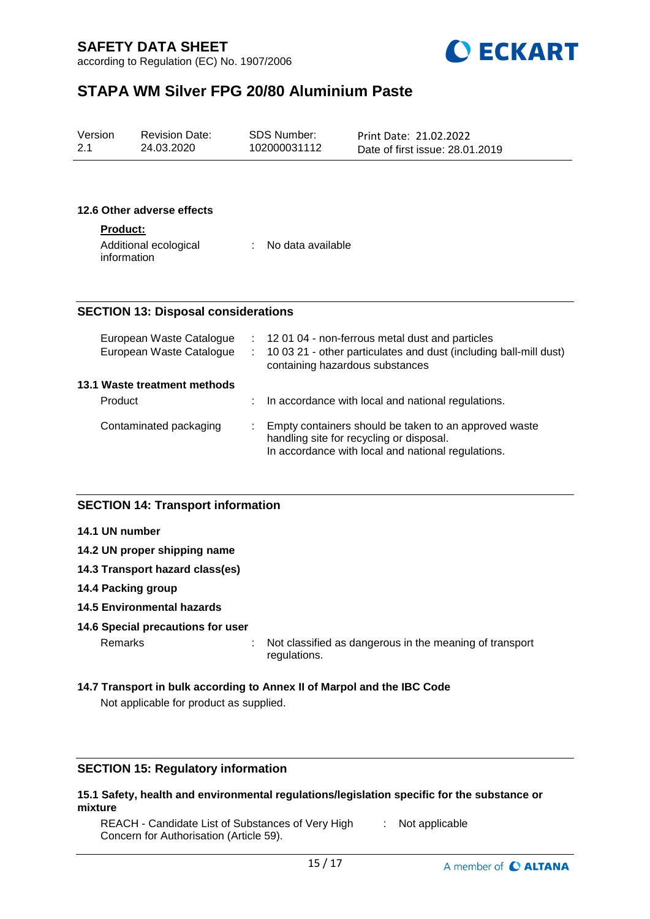### 12.6 Other adverse effects

**Product:**

Additional ecological information : No data available

## SECTION 13: Disposal considerations

European Waste Catalogue : 12 01 04 - non-ferrous metal dust and particles
European Waste Catalogue : 10 03 21 - other particulates and dust (including ball-mill dust) containing hazardous substances

### 13.1 Waste treatment methods

Product : In accordance with local and national regulations.

Contaminated packaging : Empty containers should be taken to an approved waste handling site for recycling or disposal.
In accordance with local and national regulations.

## SECTION 14: Transport information

### 14.1 UN number

### 14.2 UN proper shipping name

### 14.3 Transport hazard class(es)

### 14.4 Packing group

### 14.5 Environmental hazards

### 14.6 Special precautions for user

Remarks : Not classified as dangerous in the meaning of transport regulations.

### 14.7 Transport in bulk according to Annex II of Marpol and the IBC Code

Not applicable for product as supplied.

## SECTION 15: Regulatory information

### 15.1 Safety, health and environmental regulations/legislation specific for the substance or mixture

REACH - Candidate List of Substances of Very High Concern for Authorisation (Article 59). : Not applicable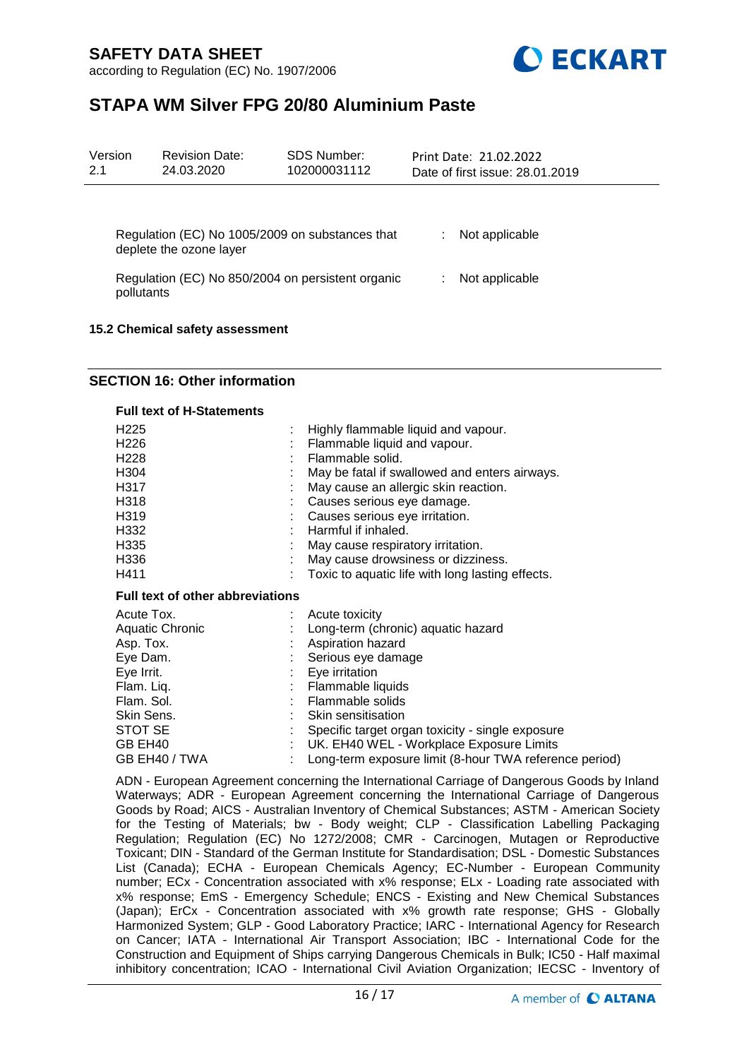| | | |
|---|---|---|
| Regulation (EC) No 1005/2009 on substances that deplete the ozone layer | : | Not applicable |
| Regulation (EC) No 850/2004 on persistent organic pollutants | : | Not applicable |

**15.2 Chemical safety assessment**

## SECTION 16: Other information

**Full text of H-Statements**

| | | |
|---|---|---|
| H225 | : | Highly flammable liquid and vapour. |
| H226 | : | Flammable liquid and vapour. |
| H228 | : | Flammable solid. |
| H304 | : | May be fatal if swallowed and enters airways. |
| H317 | : | May cause an allergic skin reaction. |
| H318 | : | Causes serious eye damage. |
| H319 | : | Causes serious eye irritation. |
| H332 | : | Harmful if inhaled. |
| H335 | : | May cause respiratory irritation. |
| H336 | : | May cause drowsiness or dizziness. |
| H411 | : | Toxic to aquatic life with long lasting effects. |

**Full text of other abbreviations**

| | | |
|---|---|---|
| Acute Tox. | : | Acute toxicity |
| Aquatic Chronic | : | Long-term (chronic) aquatic hazard |
| Asp. Tox. | : | Aspiration hazard |
| Eye Dam. | : | Serious eye damage |
| Eye Irrit. | : | Eye irritation |
| Flam. Liq. | : | Flammable liquids |
| Flam. Sol. | : | Flammable solids |
| Skin Sens. | : | Skin sensitisation |
| STOT SE | : | Specific target organ toxicity - single exposure |
| GB EH40 | : | UK. EH40 WEL - Workplace Exposure Limits |
| GB EH40 / TWA | : | Long-term exposure limit (8-hour TWA reference period) |

ADN - European Agreement concerning the International Carriage of Dangerous Goods by Inland Waterways; ADR - European Agreement concerning the International Carriage of Dangerous Goods by Road; AICS - Australian Inventory of Chemical Substances; ASTM - American Society for the Testing of Materials; bw - Body weight; CLP - Classification Labelling Packaging Regulation; Regulation (EC) No 1272/2008; CMR - Carcinogen, Mutagen or Reproductive Toxicant; DIN - Standard of the German Institute for Standardisation; DSL - Domestic Substances List (Canada); ECHA - European Chemicals Agency; EC-Number - European Community number; ECx - Concentration associated with x% response; ELx - Loading rate associated with x% response; EmS - Emergency Schedule; ENCS - Existing and New Chemical Substances (Japan); ErCx - Concentration associated with x% growth rate response; GHS - Globally Harmonized System; GLP - Good Laboratory Practice; IARC - International Agency for Research on Cancer; IATA - International Air Transport Association; IBC - International Code for the Construction and Equipment of Ships carrying Dangerous Chemicals in Bulk; IC50 - Half maximal inhibitory concentration; ICAO - International Civil Aviation Organization; IECSC - Inventory of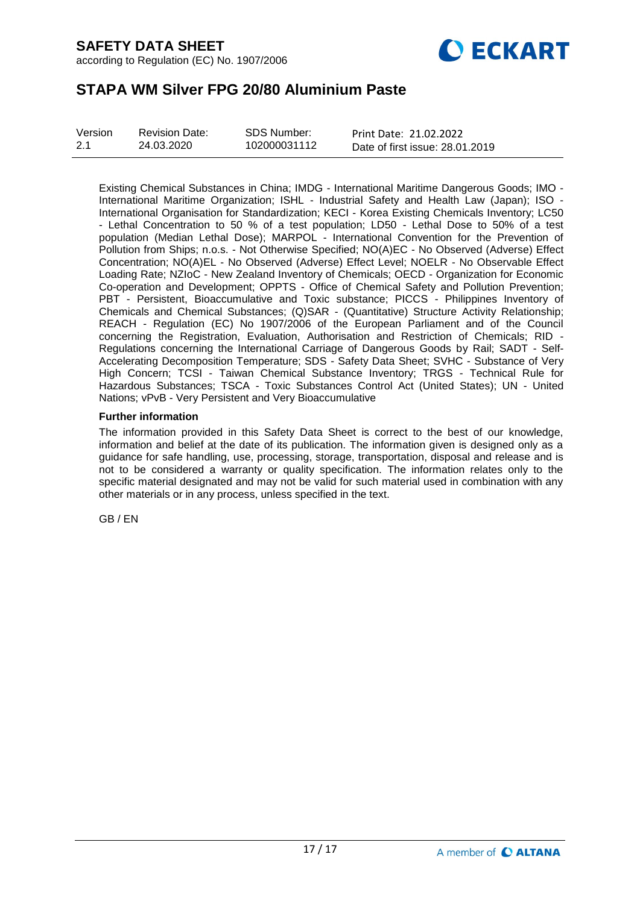Existing Chemical Substances in China; IMDG - International Maritime Dangerous Goods; IMO - International Maritime Organization; ISHL - Industrial Safety and Health Law (Japan); ISO - International Organisation for Standardization; KECI - Korea Existing Chemicals Inventory; LC50 - Lethal Concentration to 50 % of a test population; LD50 - Lethal Dose to 50% of a test population (Median Lethal Dose); MARPOL - International Convention for the Prevention of Pollution from Ships; n.o.s. - Not Otherwise Specified; NO(A)EC - No Observed (Adverse) Effect Concentration; NO(A)EL - No Observed (Adverse) Effect Level; NOELR - No Observable Effect Loading Rate; NZIoC - New Zealand Inventory of Chemicals; OECD - Organization for Economic Co-operation and Development; OPPTS - Office of Chemical Safety and Pollution Prevention; PBT - Persistent, Bioaccumulative and Toxic substance; PICCS - Philippines Inventory of Chemicals and Chemical Substances; (Q)SAR - (Quantitative) Structure Activity Relationship; REACH - Regulation (EC) No 1907/2006 of the European Parliament and of the Council concerning the Registration, Evaluation, Authorisation and Restriction of Chemicals; RID - Regulations concerning the International Carriage of Dangerous Goods by Rail; SADT - Self-Accelerating Decomposition Temperature; SDS - Safety Data Sheet; SVHC - Substance of Very High Concern; TCSI - Taiwan Chemical Substance Inventory; TRGS - Technical Rule for Hazardous Substances; TSCA - Toxic Substances Control Act (United States); UN - United Nations; vPvB - Very Persistent and Very Bioaccumulative

**Further information**

The information provided in this Safety Data Sheet is correct to the best of our knowledge, information and belief at the date of its publication. The information given is designed only as a guidance for safe handling, use, processing, storage, transportation, disposal and release and is not to be considered a warranty or quality specification. The information relates only to the specific material designated and may not be valid for such material used in combination with any other materials or in any process, unless specified in the text.

GB / EN